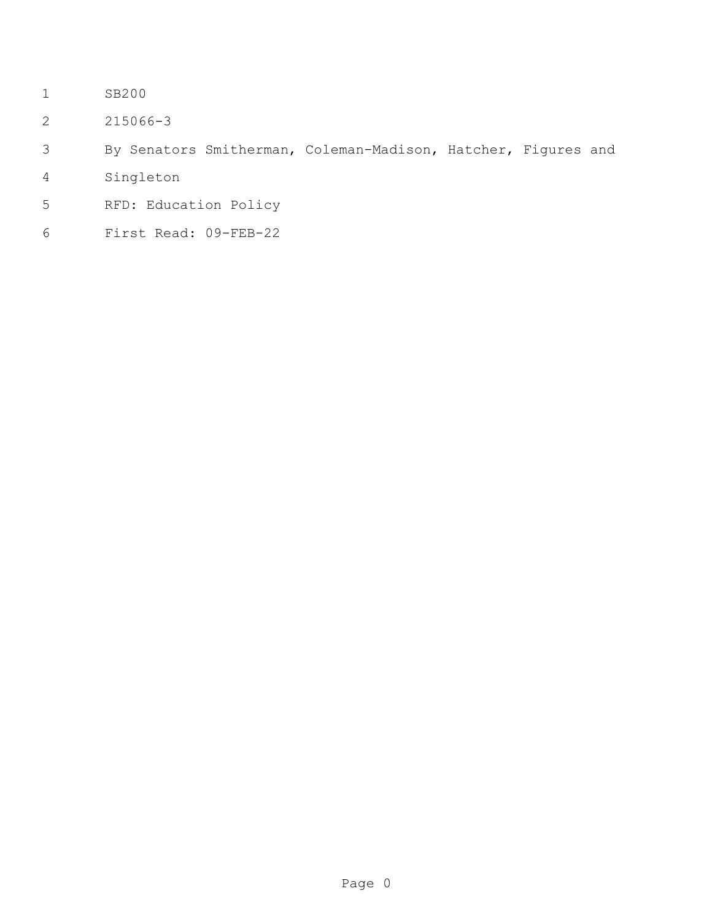SB200

215066-3

By Senators Smitherman, Coleman-Madison, Hatcher, Figures and Singleton

RFD: Education Policy

First Read: 09-FEB-22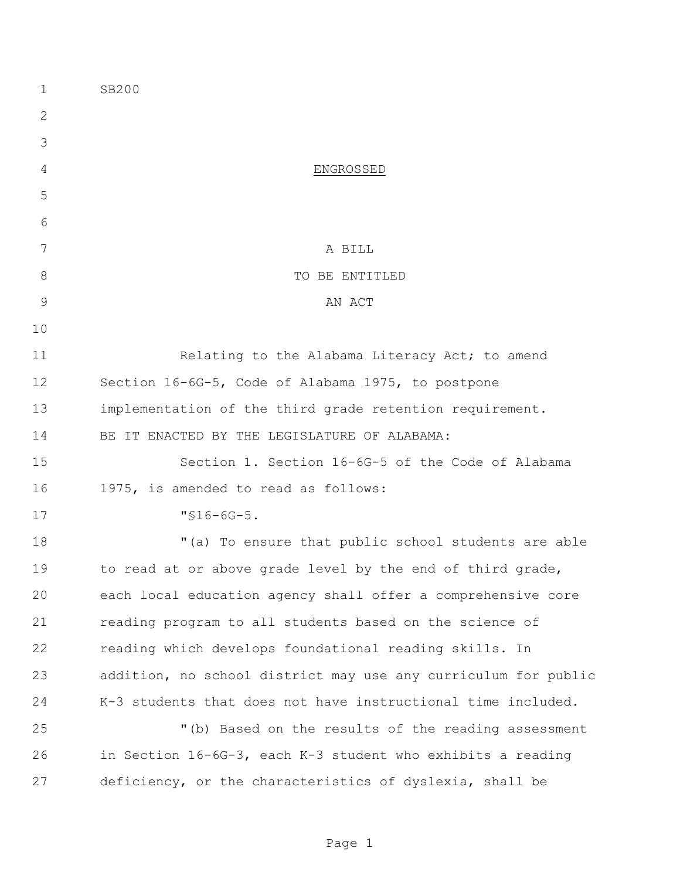SB200

ENGROSSED

A BILL
TO BE ENTITLED
AN ACT

Relating to the Alabama Literacy Act; to amend Section 16-6G-5, Code of Alabama 1975, to postpone implementation of the third grade retention requirement.

BE IT ENACTED BY THE LEGISLATURE OF ALABAMA:

Section 1. Section 16-6G-5 of the Code of Alabama 1975, is amended to read as follows:

"§16-6G-5.

"(a) To ensure that public school students are able to read at or above grade level by the end of third grade, each local education agency shall offer a comprehensive core reading program to all students based on the science of reading which develops foundational reading skills. In addition, no school district may use any curriculum for public K-3 students that does not have instructional time included.

"(b) Based on the results of the reading assessment in Section 16-6G-3, each K-3 student who exhibits a reading deficiency, or the characteristics of dyslexia, shall be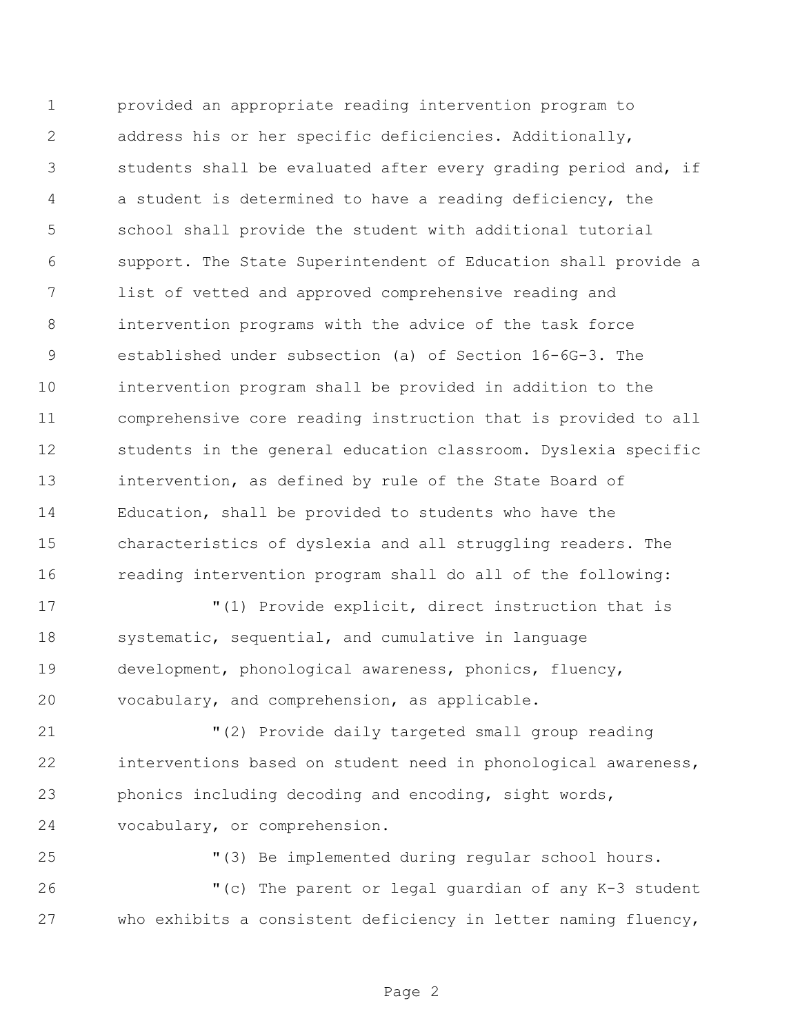provided an appropriate reading intervention program to address his or her specific deficiencies. Additionally, students shall be evaluated after every grading period and, if a student is determined to have a reading deficiency, the school shall provide the student with additional tutorial support. The State Superintendent of Education shall provide a list of vetted and approved comprehensive reading and intervention programs with the advice of the task force established under subsection (a) of Section 16-6G-3. The intervention program shall be provided in addition to the comprehensive core reading instruction that is provided to all students in the general education classroom. Dyslexia specific intervention, as defined by rule of the State Board of Education, shall be provided to students who have the characteristics of dyslexia and all struggling readers. The reading intervention program shall do all of the following:

"(1) Provide explicit, direct instruction that is systematic, sequential, and cumulative in language development, phonological awareness, phonics, fluency, vocabulary, and comprehension, as applicable.

"(2) Provide daily targeted small group reading interventions based on student need in phonological awareness, phonics including decoding and encoding, sight words, vocabulary, or comprehension.

"(3) Be implemented during regular school hours.

"(c) The parent or legal guardian of any K-3 student who exhibits a consistent deficiency in letter naming fluency,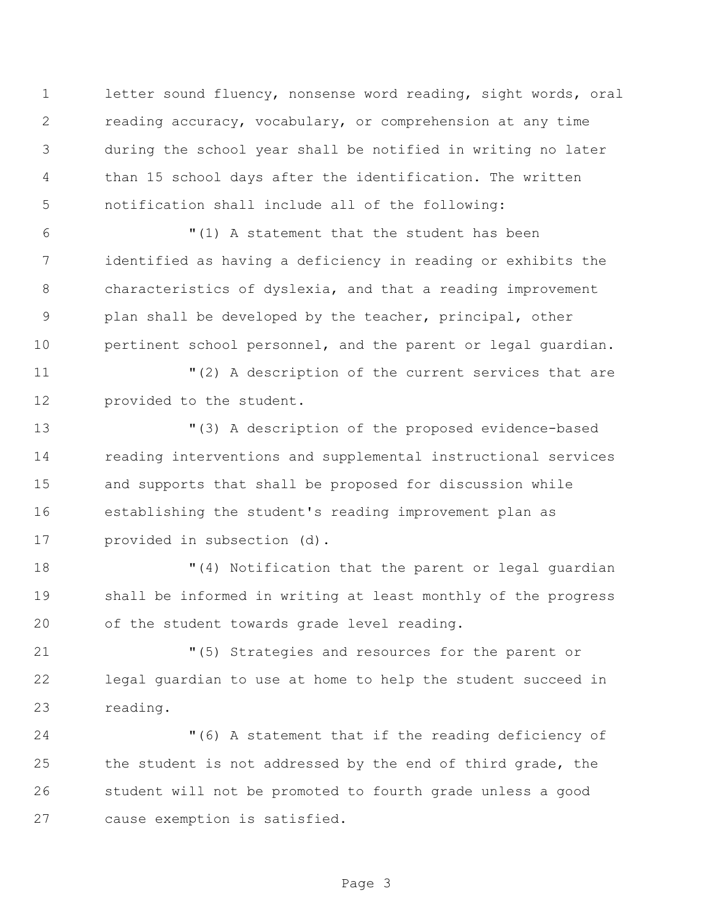letter sound fluency, nonsense word reading, sight words, oral reading accuracy, vocabulary, or comprehension at any time during the school year shall be notified in writing no later than 15 school days after the identification. The written notification shall include all of the following:

"(1) A statement that the student has been identified as having a deficiency in reading or exhibits the characteristics of dyslexia, and that a reading improvement plan shall be developed by the teacher, principal, other pertinent school personnel, and the parent or legal guardian.

"(2) A description of the current services that are provided to the student.

"(3) A description of the proposed evidence-based reading interventions and supplemental instructional services and supports that shall be proposed for discussion while establishing the student's reading improvement plan as provided in subsection (d).

"(4) Notification that the parent or legal guardian shall be informed in writing at least monthly of the progress of the student towards grade level reading.

"(5) Strategies and resources for the parent or legal guardian to use at home to help the student succeed in reading.

"(6) A statement that if the reading deficiency of the student is not addressed by the end of third grade, the student will not be promoted to fourth grade unless a good cause exemption is satisfied.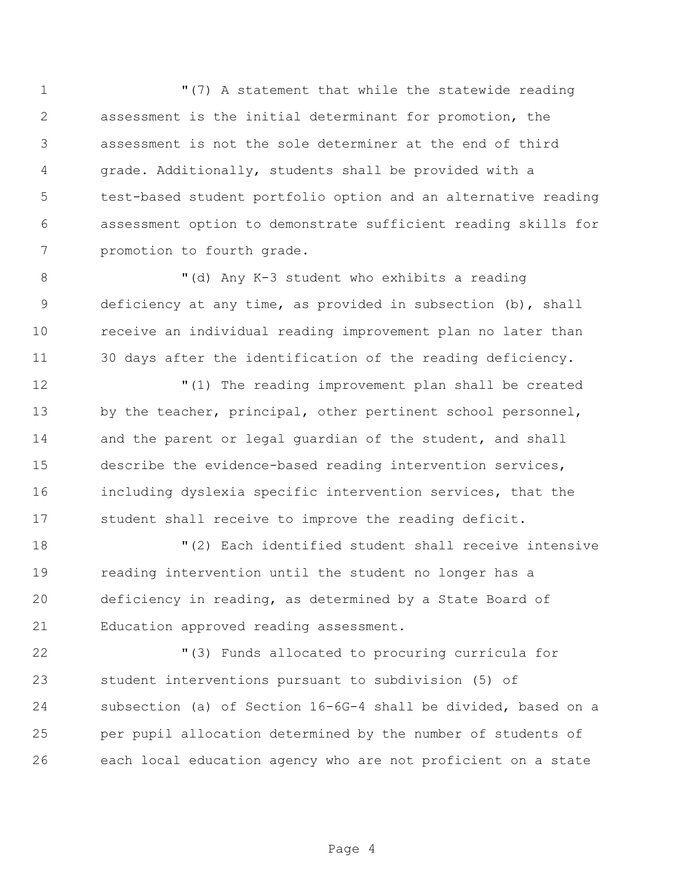"(7) A statement that while the statewide reading assessment is the initial determinant for promotion, the assessment is not the sole determiner at the end of third grade. Additionally, students shall be provided with a test-based student portfolio option and an alternative reading assessment option to demonstrate sufficient reading skills for promotion to fourth grade.

"(d) Any K-3 student who exhibits a reading deficiency at any time, as provided in subsection (b), shall receive an individual reading improvement plan no later than 30 days after the identification of the reading deficiency.

"(1) The reading improvement plan shall be created by the teacher, principal, other pertinent school personnel, and the parent or legal guardian of the student, and shall describe the evidence-based reading intervention services, including dyslexia specific intervention services, that the student shall receive to improve the reading deficit.

"(2) Each identified student shall receive intensive reading intervention until the student no longer has a deficiency in reading, as determined by a State Board of Education approved reading assessment.

"(3) Funds allocated to procuring curricula for student interventions pursuant to subdivision (5) of subsection (a) of Section 16-6G-4 shall be divided, based on a per pupil allocation determined by the number of students of each local education agency who are not proficient on a state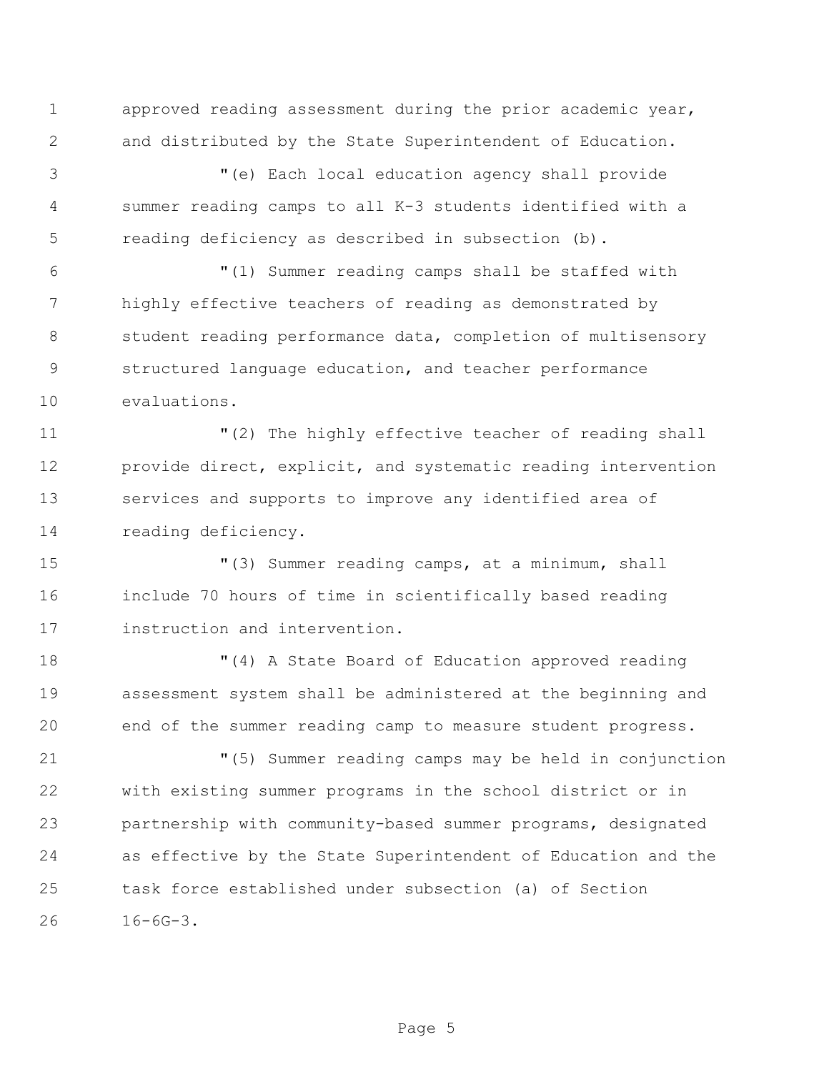approved reading assessment during the prior academic year, and distributed by the State Superintendent of Education.

"(e) Each local education agency shall provide summer reading camps to all K-3 students identified with a reading deficiency as described in subsection (b).

"(1) Summer reading camps shall be staffed with highly effective teachers of reading as demonstrated by student reading performance data, completion of multisensory structured language education, and teacher performance evaluations.

"(2) The highly effective teacher of reading shall provide direct, explicit, and systematic reading intervention services and supports to improve any identified area of reading deficiency.

"(3) Summer reading camps, at a minimum, shall include 70 hours of time in scientifically based reading instruction and intervention.

"(4) A State Board of Education approved reading assessment system shall be administered at the beginning and end of the summer reading camp to measure student progress.

"(5) Summer reading camps may be held in conjunction with existing summer programs in the school district or in partnership with community-based summer programs, designated as effective by the State Superintendent of Education and the task force established under subsection (a) of Section 16-6G-3.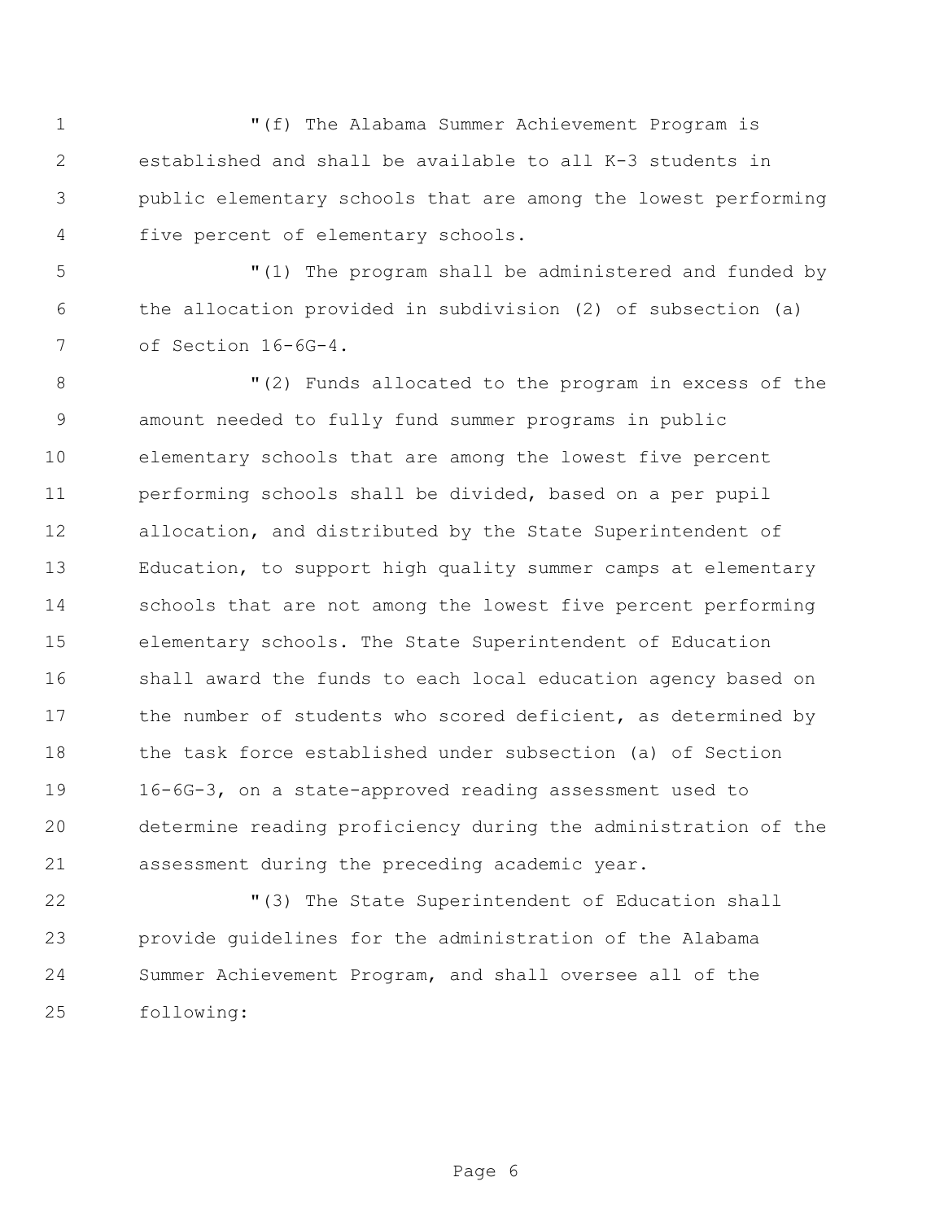"(f) The Alabama Summer Achievement Program is established and shall be available to all K-3 students in public elementary schools that are among the lowest performing five percent of elementary schools.

"(1) The program shall be administered and funded by the allocation provided in subdivision (2) of subsection (a) of Section 16-6G-4.

"(2) Funds allocated to the program in excess of the amount needed to fully fund summer programs in public elementary schools that are among the lowest five percent performing schools shall be divided, based on a per pupil allocation, and distributed by the State Superintendent of Education, to support high quality summer camps at elementary schools that are not among the lowest five percent performing elementary schools. The State Superintendent of Education shall award the funds to each local education agency based on the number of students who scored deficient, as determined by the task force established under subsection (a) of Section 16-6G-3, on a state-approved reading assessment used to determine reading proficiency during the administration of the assessment during the preceding academic year.

"(3) The State Superintendent of Education shall provide guidelines for the administration of the Alabama Summer Achievement Program, and shall oversee all of the following: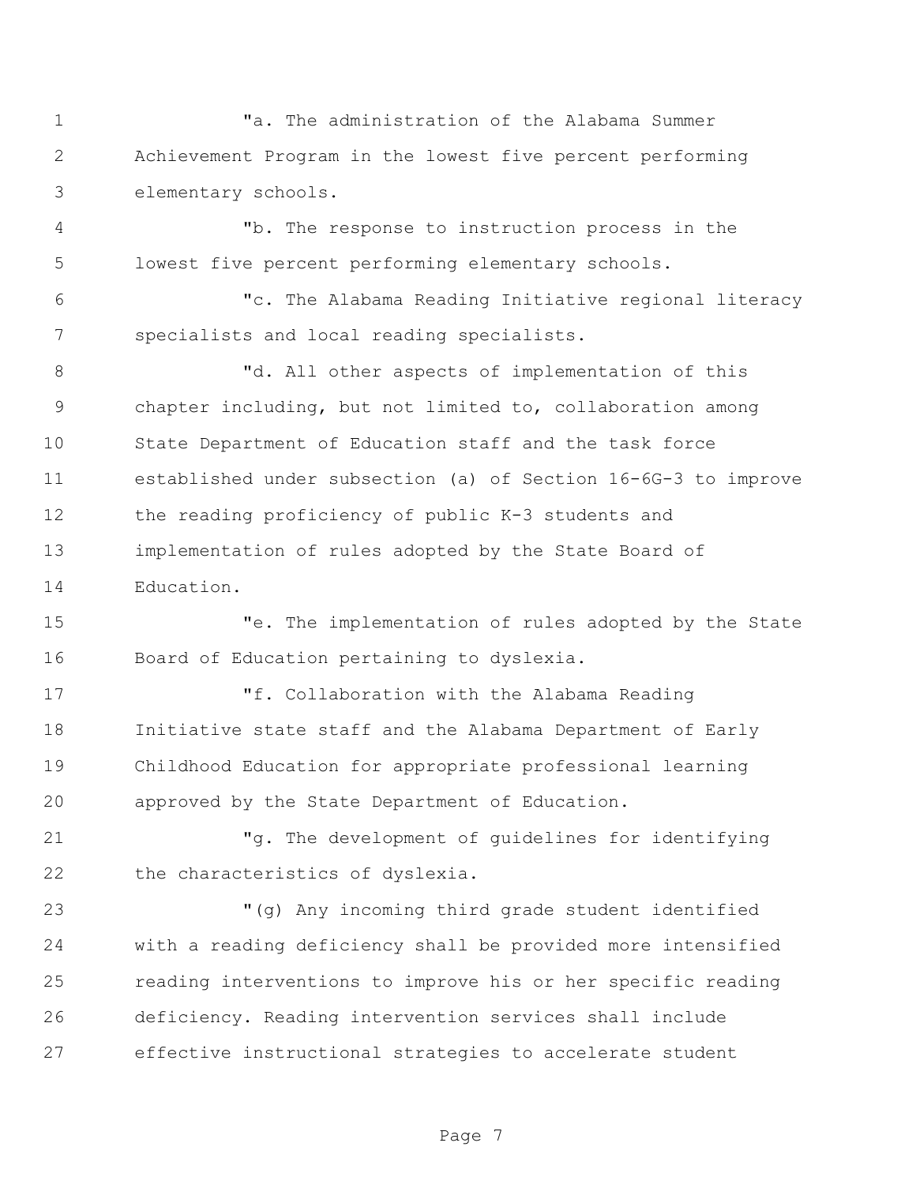"a. The administration of the Alabama Summer Achievement Program in the lowest five percent performing elementary schools.

"b. The response to instruction process in the lowest five percent performing elementary schools.

"c. The Alabama Reading Initiative regional literacy specialists and local reading specialists.

"d. All other aspects of implementation of this chapter including, but not limited to, collaboration among State Department of Education staff and the task force established under subsection (a) of Section 16-6G-3 to improve the reading proficiency of public K-3 students and implementation of rules adopted by the State Board of Education.

"e. The implementation of rules adopted by the State Board of Education pertaining to dyslexia.

"f. Collaboration with the Alabama Reading Initiative state staff and the Alabama Department of Early Childhood Education for appropriate professional learning approved by the State Department of Education.

"g. The development of guidelines for identifying the characteristics of dyslexia.

"(g) Any incoming third grade student identified with a reading deficiency shall be provided more intensified reading interventions to improve his or her specific reading deficiency. Reading intervention services shall include effective instructional strategies to accelerate student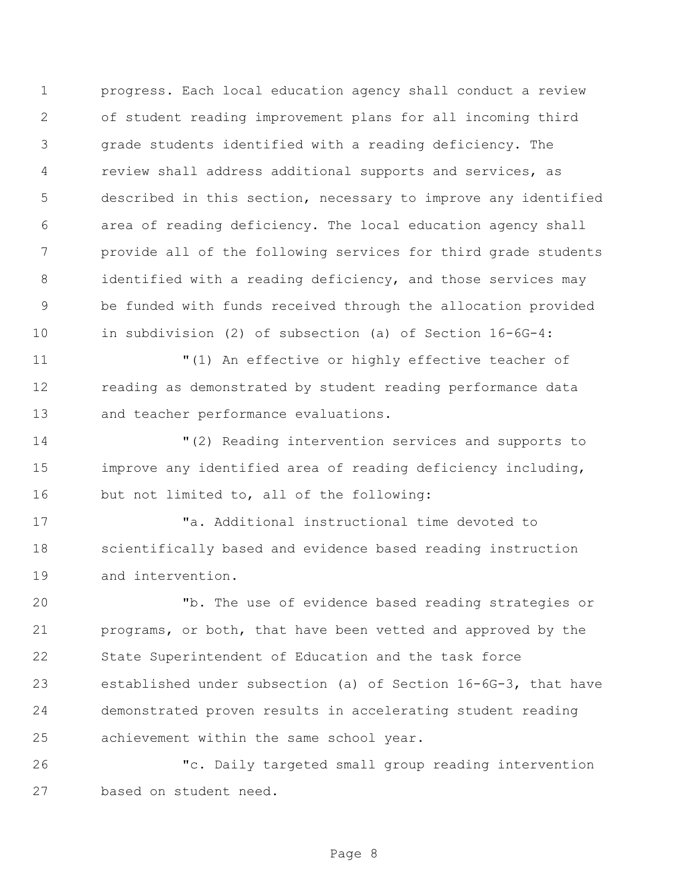progress. Each local education agency shall conduct a review of student reading improvement plans for all incoming third grade students identified with a reading deficiency. The review shall address additional supports and services, as described in this section, necessary to improve any identified area of reading deficiency. The local education agency shall provide all of the following services for third grade students identified with a reading deficiency, and those services may be funded with funds received through the allocation provided in subdivision (2) of subsection (a) of Section 16-6G-4:

"(1) An effective or highly effective teacher of reading as demonstrated by student reading performance data and teacher performance evaluations.

"(2) Reading intervention services and supports to improve any identified area of reading deficiency including, but not limited to, all of the following:

"a. Additional instructional time devoted to scientifically based and evidence based reading instruction and intervention.

"b. The use of evidence based reading strategies or programs, or both, that have been vetted and approved by the State Superintendent of Education and the task force established under subsection (a) of Section 16-6G-3, that have demonstrated proven results in accelerating student reading achievement within the same school year.

"c. Daily targeted small group reading intervention based on student need.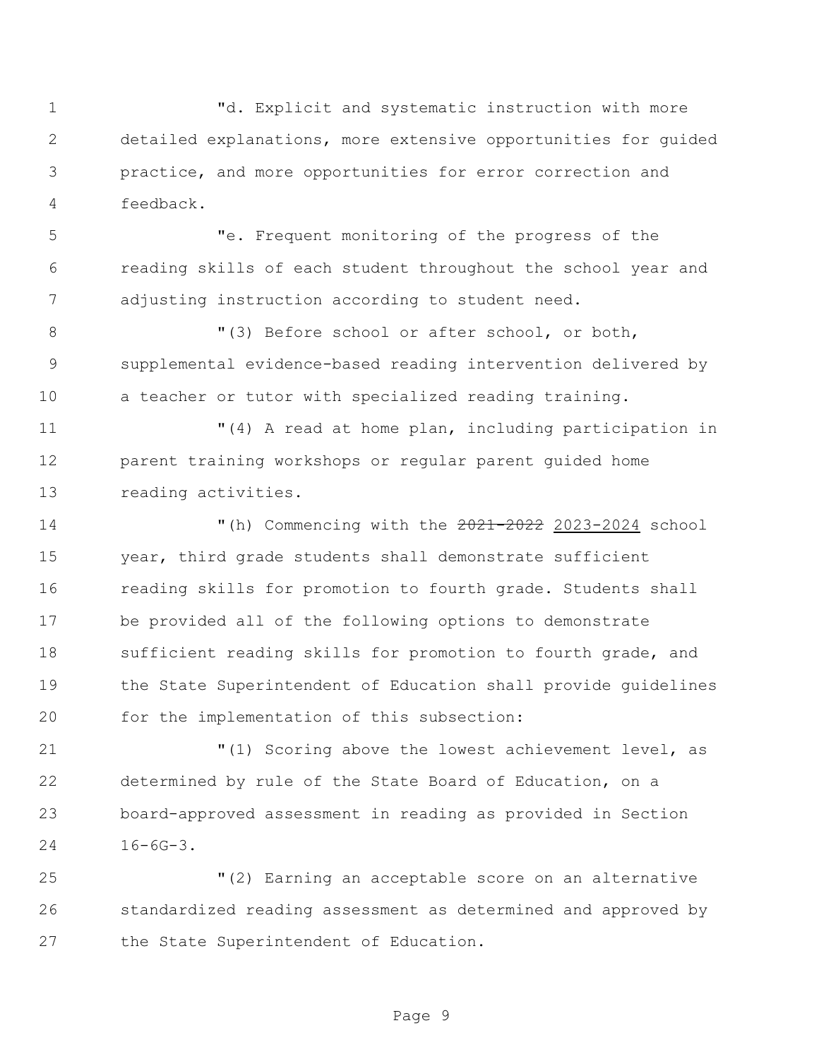"d. Explicit and systematic instruction with more detailed explanations, more extensive opportunities for guided practice, and more opportunities for error correction and feedback.

"e. Frequent monitoring of the progress of the reading skills of each student throughout the school year and adjusting instruction according to student need.

"(3) Before school or after school, or both, supplemental evidence-based reading intervention delivered by a teacher or tutor with specialized reading training.

"(4) A read at home plan, including participation in parent training workshops or regular parent guided home reading activities.

"(h) Commencing with the ~~2021-2022~~ <u>2023-2024</u> school year, third grade students shall demonstrate sufficient reading skills for promotion to fourth grade. Students shall be provided all of the following options to demonstrate sufficient reading skills for promotion to fourth grade, and the State Superintendent of Education shall provide guidelines for the implementation of this subsection:

"(1) Scoring above the lowest achievement level, as determined by rule of the State Board of Education, on a board-approved assessment in reading as provided in Section 16-6G-3.

"(2) Earning an acceptable score on an alternative standardized reading assessment as determined and approved by the State Superintendent of Education.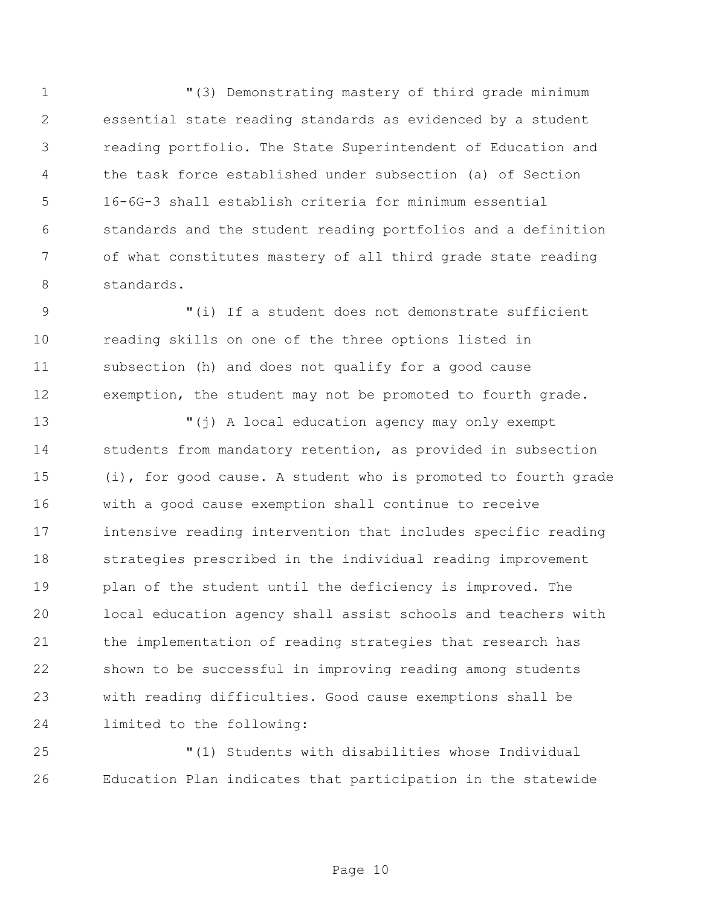"(3) Demonstrating mastery of third grade minimum essential state reading standards as evidenced by a student reading portfolio. The State Superintendent of Education and the task force established under subsection (a) of Section 16-6G-3 shall establish criteria for minimum essential standards and the student reading portfolios and a definition of what constitutes mastery of all third grade state reading standards.

"(i) If a student does not demonstrate sufficient reading skills on one of the three options listed in subsection (h) and does not qualify for a good cause exemption, the student may not be promoted to fourth grade.

"(j) A local education agency may only exempt students from mandatory retention, as provided in subsection (i), for good cause. A student who is promoted to fourth grade with a good cause exemption shall continue to receive intensive reading intervention that includes specific reading strategies prescribed in the individual reading improvement plan of the student until the deficiency is improved. The local education agency shall assist schools and teachers with the implementation of reading strategies that research has shown to be successful in improving reading among students with reading difficulties. Good cause exemptions shall be limited to the following:

"(1) Students with disabilities whose Individual Education Plan indicates that participation in the statewide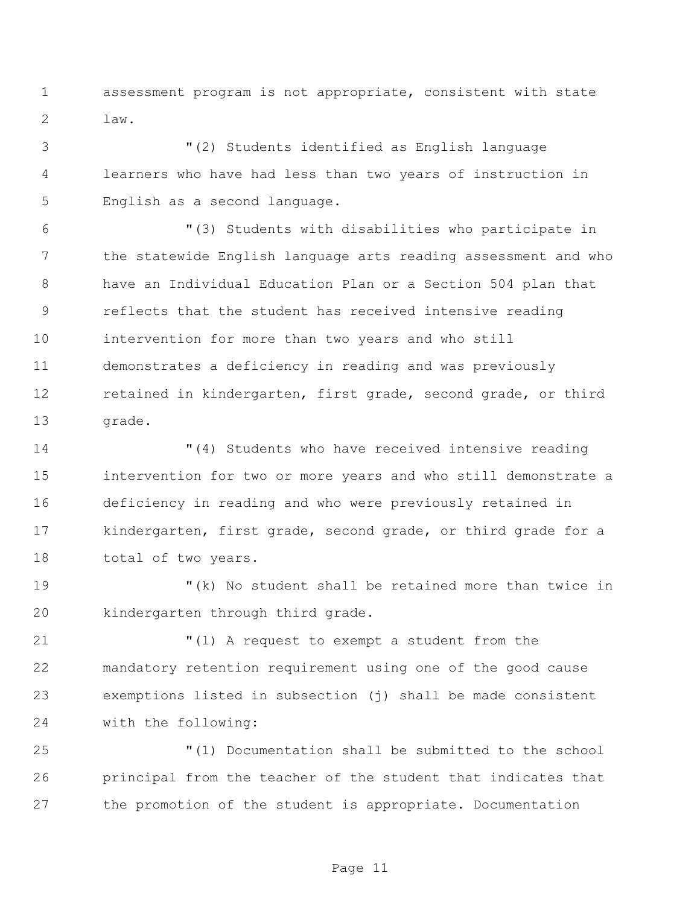assessment program is not appropriate, consistent with state law.

"(2) Students identified as English language learners who have had less than two years of instruction in English as a second language.

"(3) Students with disabilities who participate in the statewide English language arts reading assessment and who have an Individual Education Plan or a Section 504 plan that reflects that the student has received intensive reading intervention for more than two years and who still demonstrates a deficiency in reading and was previously retained in kindergarten, first grade, second grade, or third grade.

"(4) Students who have received intensive reading intervention for two or more years and who still demonstrate a deficiency in reading and who were previously retained in kindergarten, first grade, second grade, or third grade for a total of two years.

"(k) No student shall be retained more than twice in kindergarten through third grade.

"(l) A request to exempt a student from the mandatory retention requirement using one of the good cause exemptions listed in subsection (j) shall be made consistent with the following:

"(1) Documentation shall be submitted to the school principal from the teacher of the student that indicates that the promotion of the student is appropriate. Documentation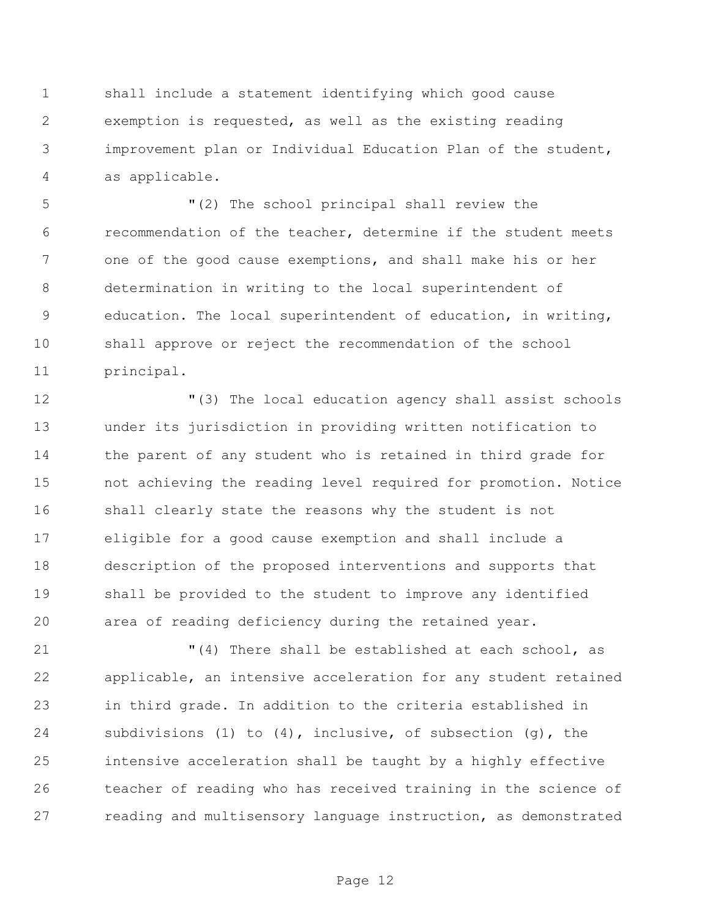shall include a statement identifying which good cause exemption is requested, as well as the existing reading improvement plan or Individual Education Plan of the student, as applicable.

"(2) The school principal shall review the recommendation of the teacher, determine if the student meets one of the good cause exemptions, and shall make his or her determination in writing to the local superintendent of education. The local superintendent of education, in writing, shall approve or reject the recommendation of the school principal.

"(3) The local education agency shall assist schools under its jurisdiction in providing written notification to the parent of any student who is retained in third grade for not achieving the reading level required for promotion. Notice shall clearly state the reasons why the student is not eligible for a good cause exemption and shall include a description of the proposed interventions and supports that shall be provided to the student to improve any identified area of reading deficiency during the retained year.

"(4) There shall be established at each school, as applicable, an intensive acceleration for any student retained in third grade. In addition to the criteria established in subdivisions (1) to (4), inclusive, of subsection (g), the intensive acceleration shall be taught by a highly effective teacher of reading who has received training in the science of reading and multisensory language instruction, as demonstrated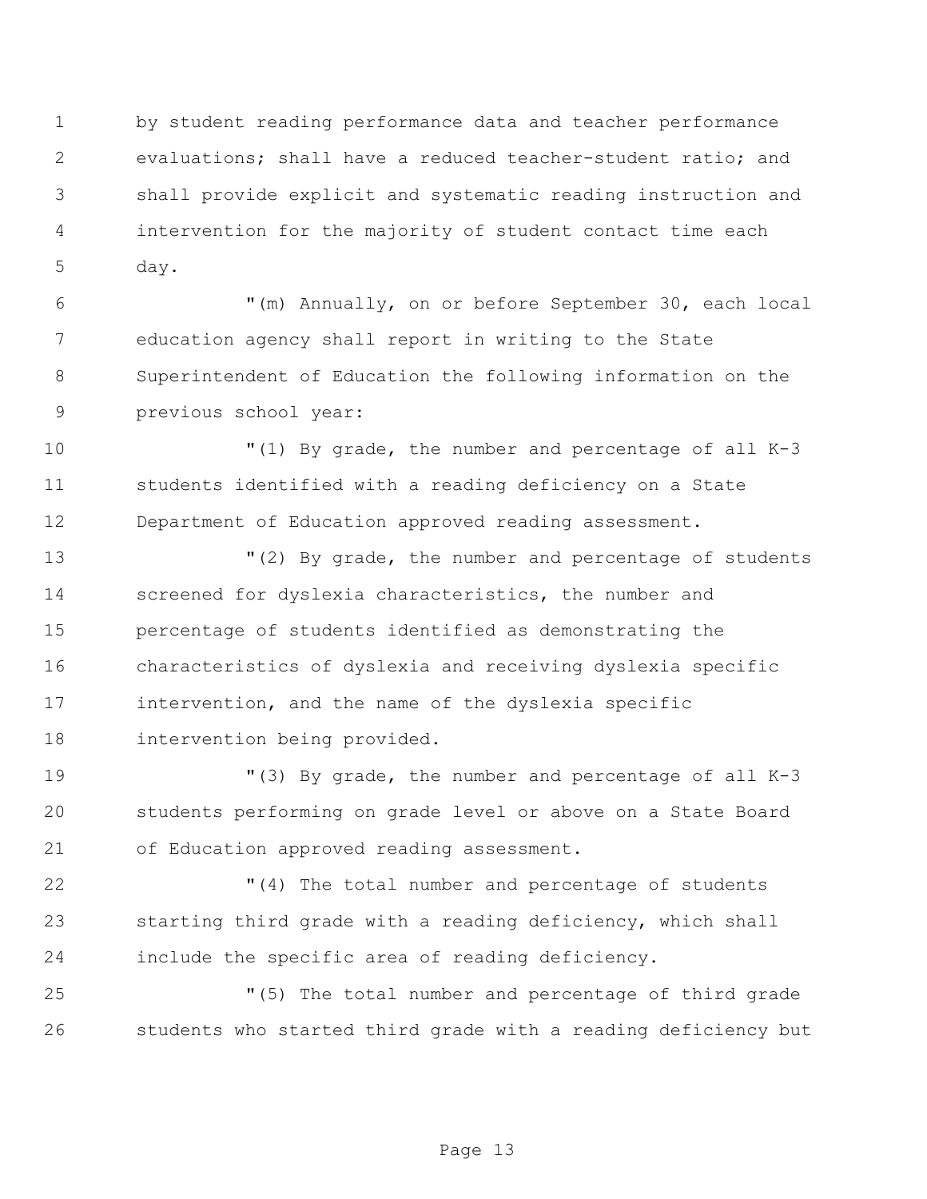by student reading performance data and teacher performance evaluations; shall have a reduced teacher-student ratio; and shall provide explicit and systematic reading instruction and intervention for the majority of student contact time each day.

"(m) Annually, on or before September 30, each local education agency shall report in writing to the State Superintendent of Education the following information on the previous school year:

"(1) By grade, the number and percentage of all K-3 students identified with a reading deficiency on a State Department of Education approved reading assessment.

"(2) By grade, the number and percentage of students screened for dyslexia characteristics, the number and percentage of students identified as demonstrating the characteristics of dyslexia and receiving dyslexia specific intervention, and the name of the dyslexia specific intervention being provided.

"(3) By grade, the number and percentage of all K-3 students performing on grade level or above on a State Board of Education approved reading assessment.

"(4) The total number and percentage of students starting third grade with a reading deficiency, which shall include the specific area of reading deficiency.

"(5) The total number and percentage of third grade students who started third grade with a reading deficiency but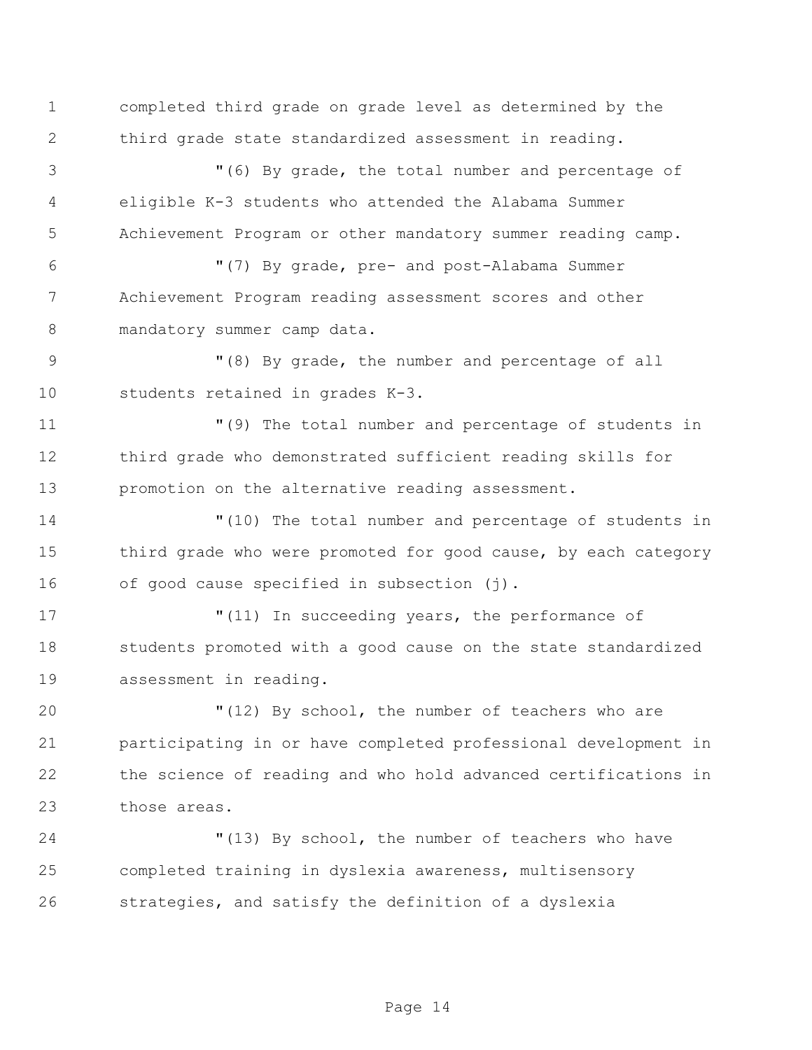completed third grade on grade level as determined by the third grade state standardized assessment in reading.

"(6) By grade, the total number and percentage of eligible K-3 students who attended the Alabama Summer Achievement Program or other mandatory summer reading camp.

"(7) By grade, pre- and post-Alabama Summer Achievement Program reading assessment scores and other mandatory summer camp data.

"(8) By grade, the number and percentage of all students retained in grades K-3.

"(9) The total number and percentage of students in third grade who demonstrated sufficient reading skills for promotion on the alternative reading assessment.

"(10) The total number and percentage of students in third grade who were promoted for good cause, by each category of good cause specified in subsection (j).

"(11) In succeeding years, the performance of students promoted with a good cause on the state standardized assessment in reading.

"(12) By school, the number of teachers who are participating in or have completed professional development in the science of reading and who hold advanced certifications in those areas.

"(13) By school, the number of teachers who have completed training in dyslexia awareness, multisensory strategies, and satisfy the definition of a dyslexia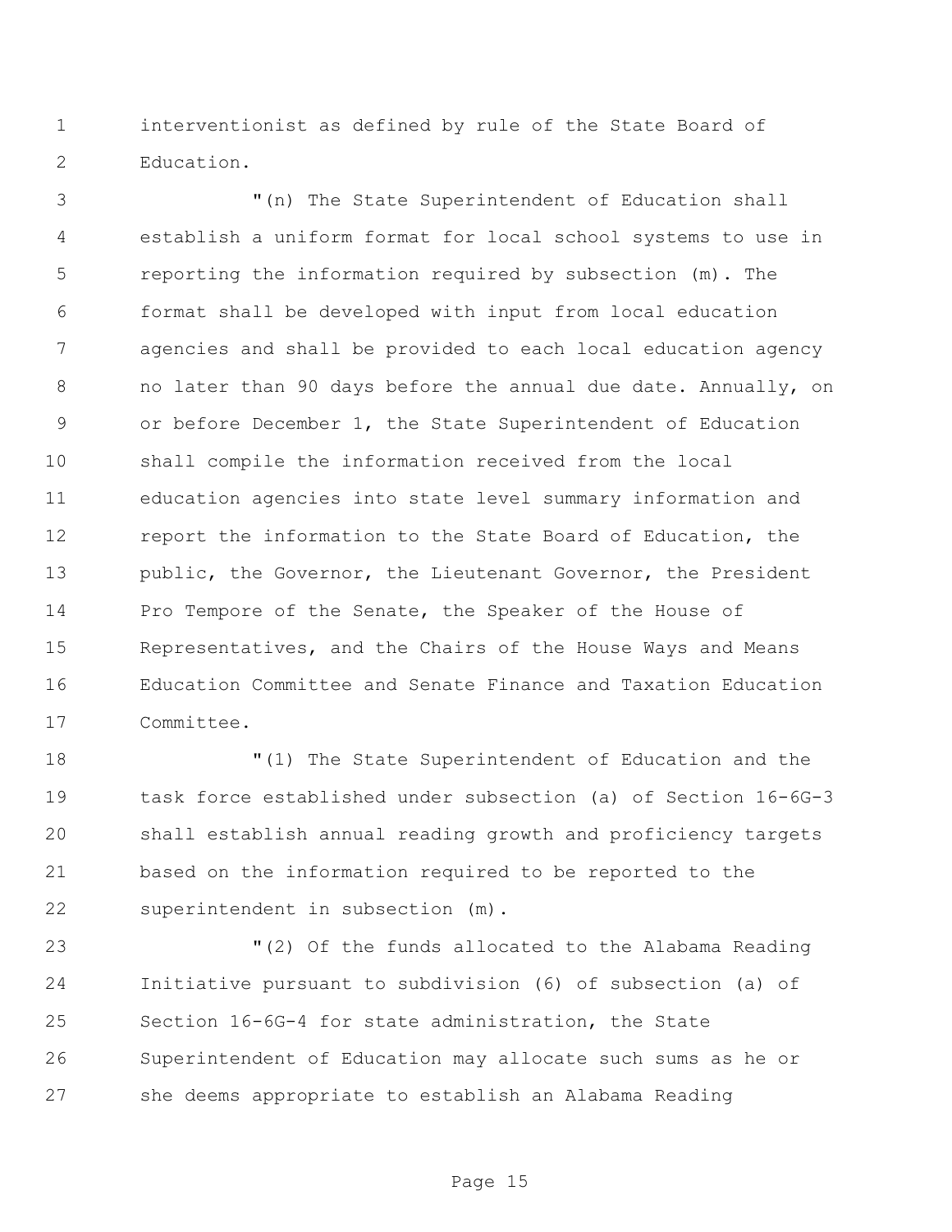interventionist as defined by rule of the State Board of Education.

"(n) The State Superintendent of Education shall establish a uniform format for local school systems to use in reporting the information required by subsection (m). The format shall be developed with input from local education agencies and shall be provided to each local education agency no later than 90 days before the annual due date. Annually, on or before December 1, the State Superintendent of Education shall compile the information received from the local education agencies into state level summary information and report the information to the State Board of Education, the public, the Governor, the Lieutenant Governor, the President Pro Tempore of the Senate, the Speaker of the House of Representatives, and the Chairs of the House Ways and Means Education Committee and Senate Finance and Taxation Education Committee.

"(1) The State Superintendent of Education and the task force established under subsection (a) of Section 16-6G-3 shall establish annual reading growth and proficiency targets based on the information required to be reported to the superintendent in subsection (m).

"(2) Of the funds allocated to the Alabama Reading Initiative pursuant to subdivision (6) of subsection (a) of Section 16-6G-4 for state administration, the State Superintendent of Education may allocate such sums as he or she deems appropriate to establish an Alabama Reading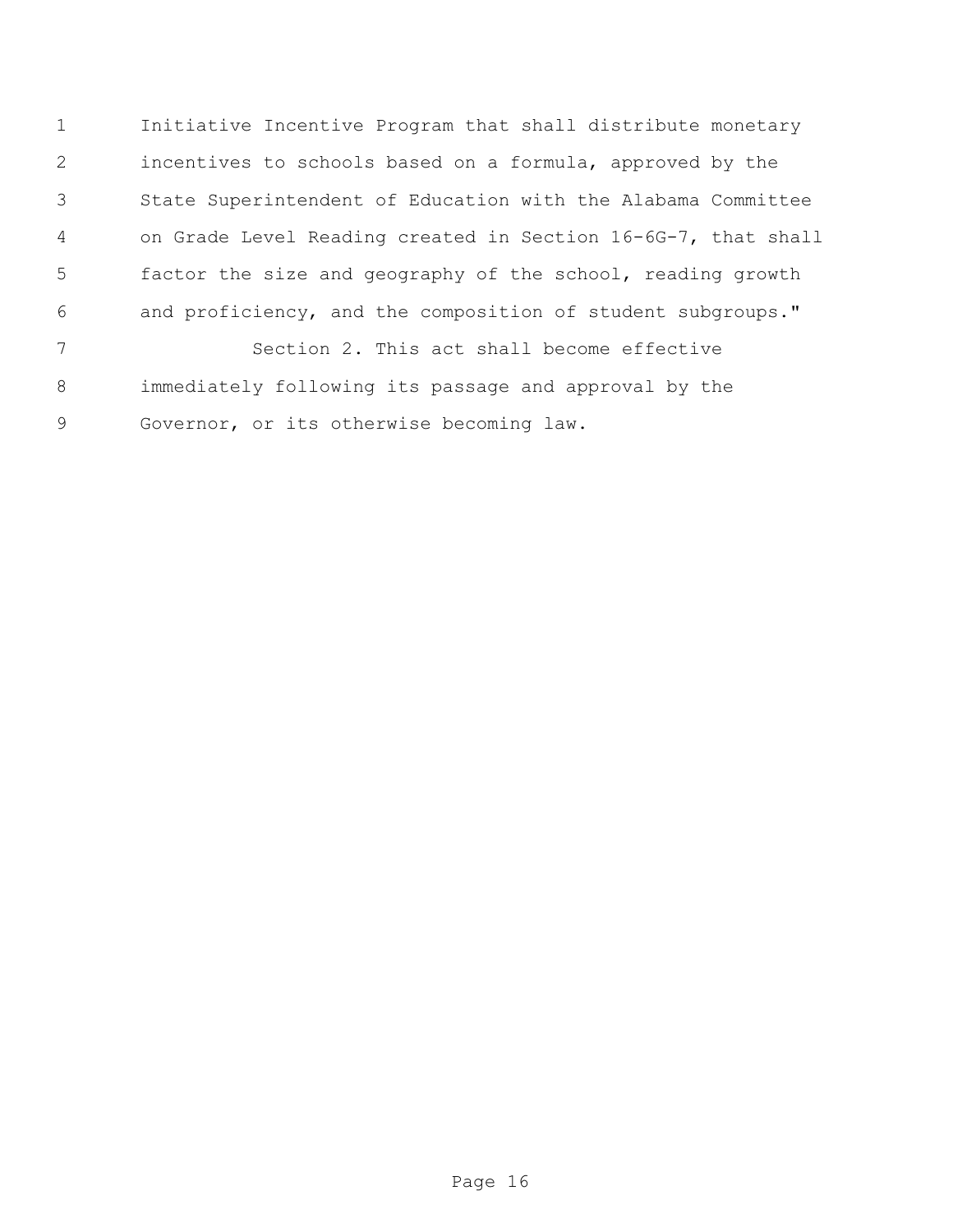Initiative Incentive Program that shall distribute monetary incentives to schools based on a formula, approved by the State Superintendent of Education with the Alabama Committee on Grade Level Reading created in Section 16-6G-7, that shall factor the size and geography of the school, reading growth and proficiency, and the composition of student subgroups."

Section 2. This act shall become effective immediately following its passage and approval by the Governor, or its otherwise becoming law.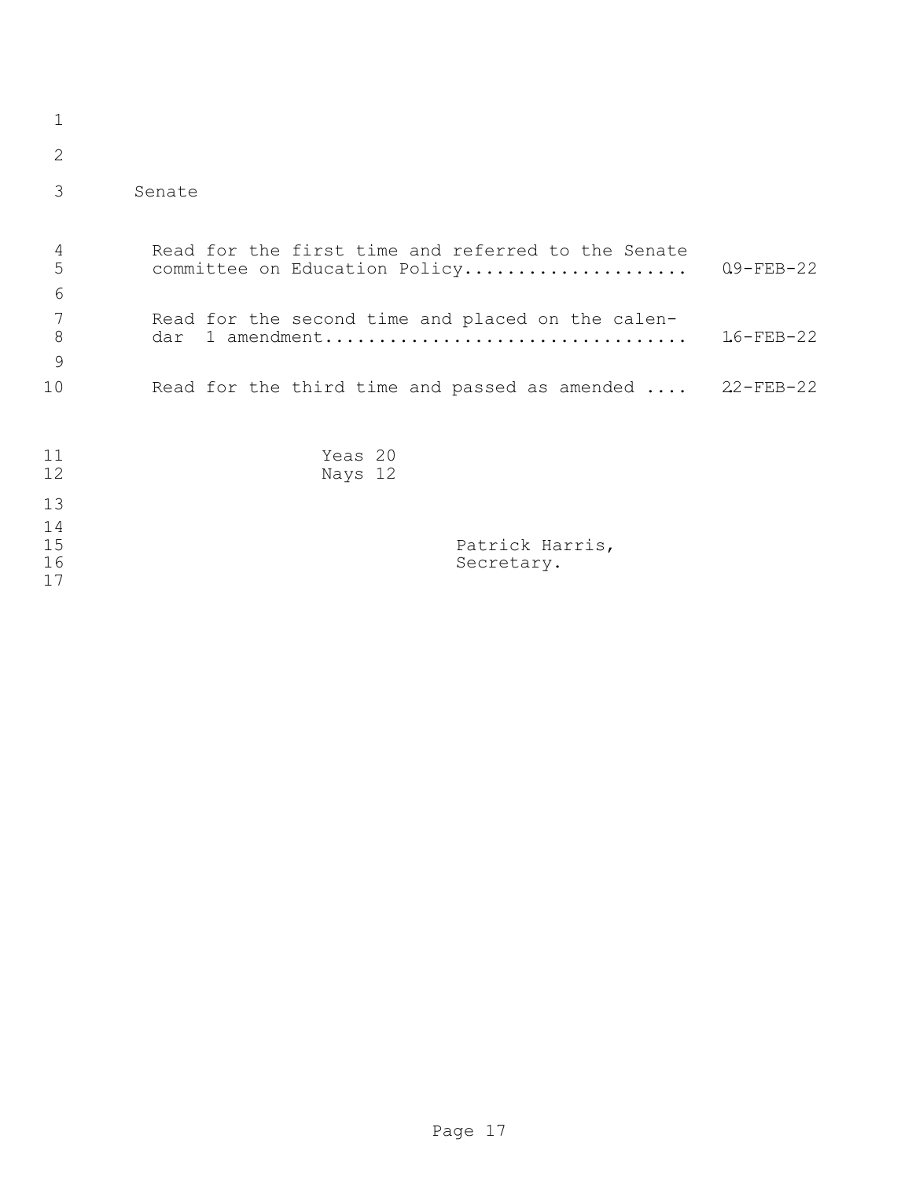Senate

Read for the first time and referred to the Senate committee on Education Policy..................... 09-FEB-22

Read for the second time and placed on the calendar 1 amendment................................. 16-FEB-22

Read for the third time and passed as amended .... 22-FEB-22

Yeas 20
Nays 12

Patrick Harris,
Secretary.